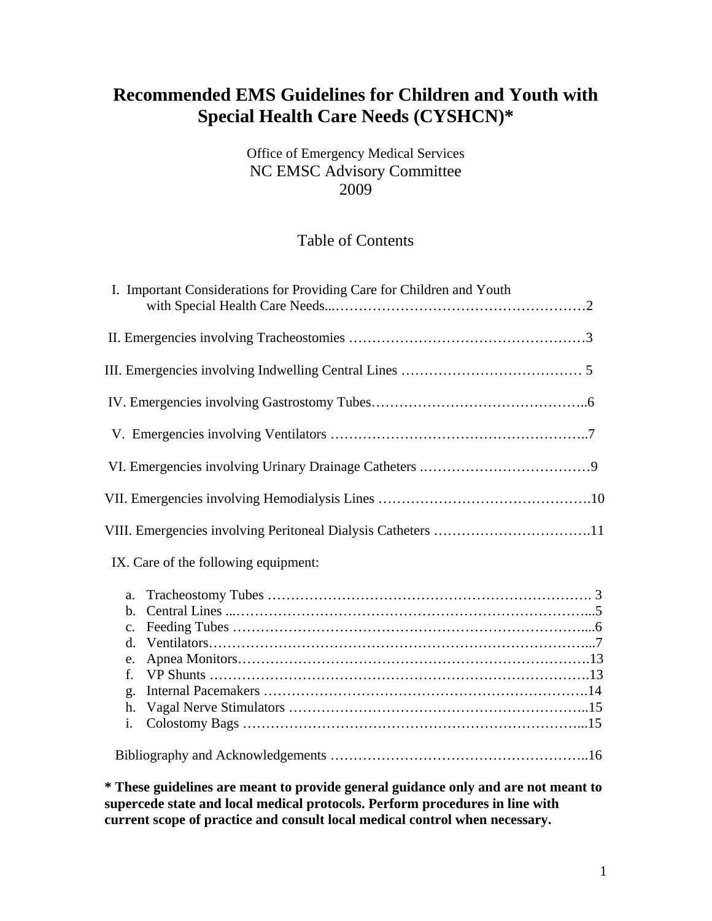# Recommended EMS Guidelines for Children and Youth with Special Health Care Needs (CYSHCN)*

Office of Emergency Medical Services
NC EMSC Advisory Committee
2009

## Table of Contents

I. Important Considerations for Providing Care for Children and Youth with Special Health Care Needs....................2

II. Emergencies involving Tracheostomies ....................3

III. Emergencies involving Indwelling Central Lines .................... 5

IV. Emergencies involving Gastrostomy Tubes....................6

V. Emergencies involving Ventilators ....................7

VI. Emergencies involving Urinary Drainage Catheters ....................9

VII. Emergencies involving Hemodialysis Lines ....................10

VIII. Emergencies involving Peritoneal Dialysis Catheters ....................11

IX. Care of the following equipment:

a. Tracheostomy Tubes .................... 3
b. Central Lines ....................5
c. Feeding Tubes ....................6
d. Ventilators....................7
e. Apnea Monitors....................13
f. VP Shunts ....................13
g. Internal Pacemakers ....................14
h. Vagal Nerve Stimulators ....................15
i. Colostomy Bags ....................15

Bibliography and Acknowledgements ....................16

**\* These guidelines are meant to provide general guidance only and are not meant to supercede state and local medical protocols. Perform procedures in line with current scope of practice and consult local medical control when necessary.**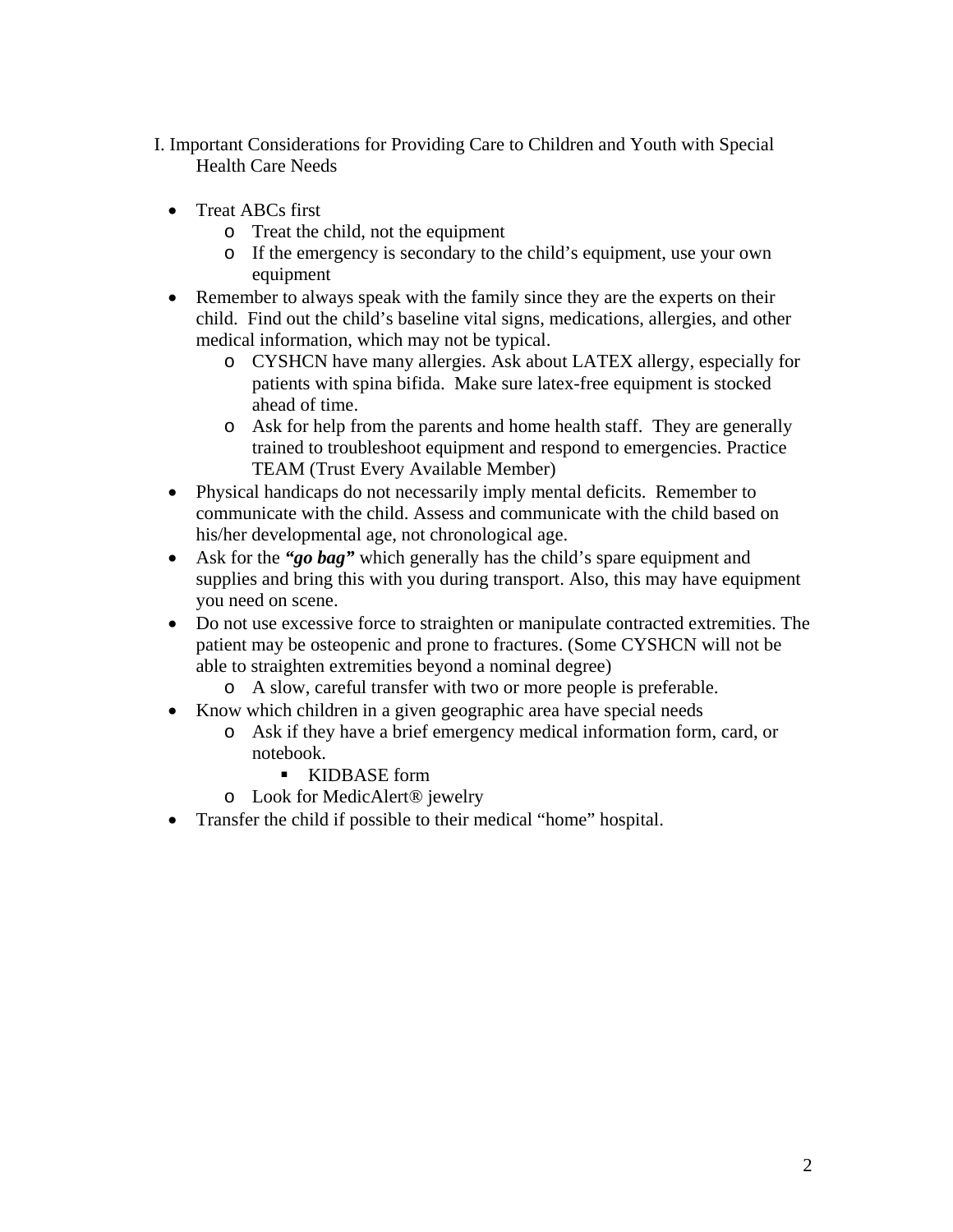## I. Important Considerations for Providing Care to Children and Youth with Special Health Care Needs

- Treat ABCs first
  - Treat the child, not the equipment
  - If the emergency is secondary to the child's equipment, use your own equipment
- Remember to always speak with the family since they are the experts on their child. Find out the child's baseline vital signs, medications, allergies, and other medical information, which may not be typical.
  - CYSHCN have many allergies. Ask about LATEX allergy, especially for patients with spina bifida. Make sure latex-free equipment is stocked ahead of time.
  - Ask for help from the parents and home health staff. They are generally trained to troubleshoot equipment and respond to emergencies. Practice TEAM (Trust Every Available Member)
- Physical handicaps do not necessarily imply mental deficits. Remember to communicate with the child. Assess and communicate with the child based on his/her developmental age, not chronological age.
- Ask for the ***"go bag"*** which generally has the child's spare equipment and supplies and bring this with you during transport. Also, this may have equipment you need on scene.
- Do not use excessive force to straighten or manipulate contracted extremities. The patient may be osteopenic and prone to fractures. (Some CYSHCN will not be able to straighten extremities beyond a nominal degree)
  - A slow, careful transfer with two or more people is preferable.
- Know which children in a given geographic area have special needs
  - Ask if they have a brief emergency medical information form, card, or notebook.
    - KIDBASE form
  - Look for MedicAlert® jewelry
- Transfer the child if possible to their medical "home" hospital.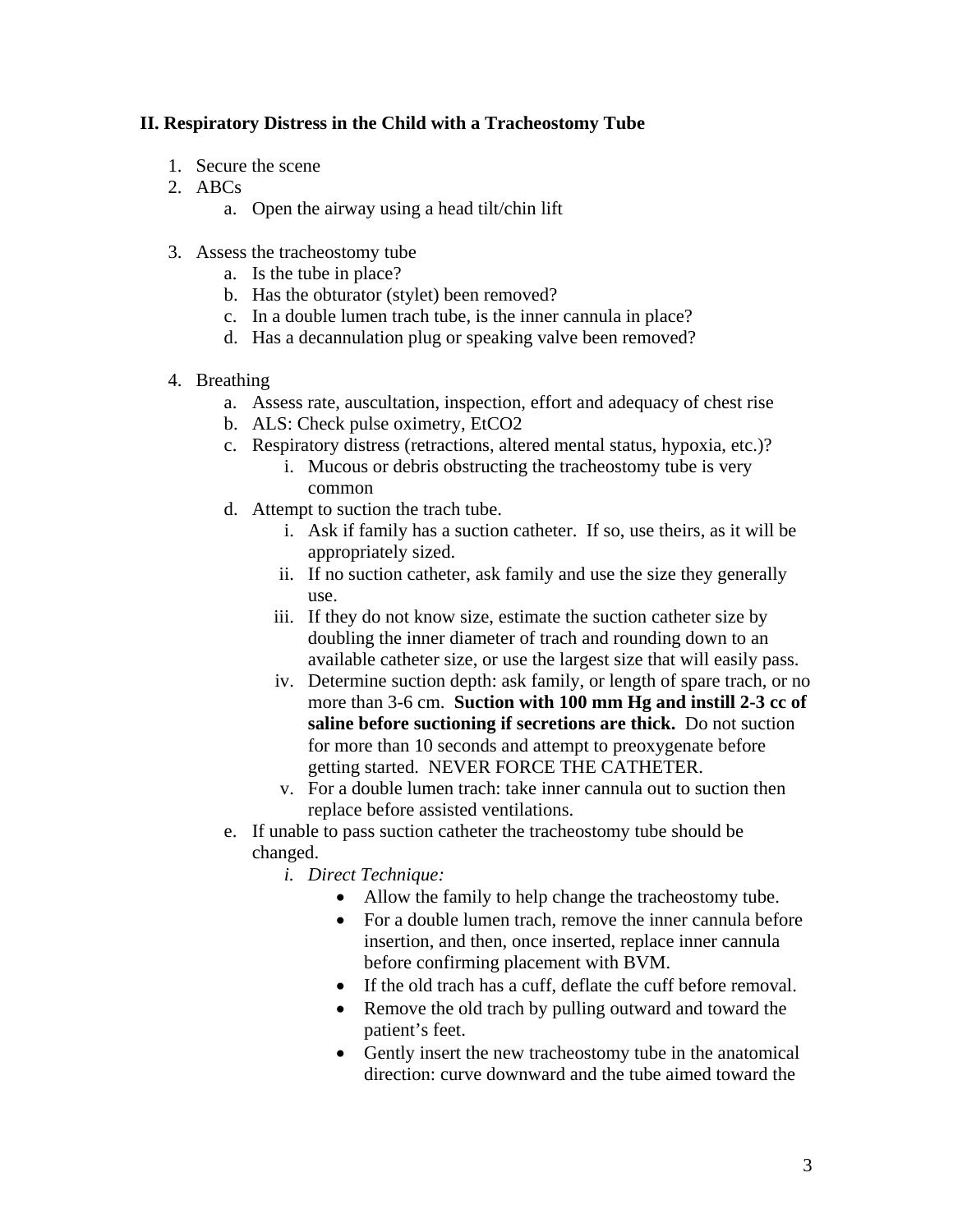## II. Respiratory Distress in the Child with a Tracheostomy Tube

1. Secure the scene
2. ABCs
    a. Open the airway using a head tilt/chin lift

3. Assess the tracheostomy tube
    a. Is the tube in place?
    b. Has the obturator (stylet) been removed?
    c. In a double lumen trach tube, is the inner cannula in place?
    d. Has a decannulation plug or speaking valve been removed?

4. Breathing
    a. Assess rate, auscultation, inspection, effort and adequacy of chest rise
    b. ALS: Check pulse oximetry, EtCO2
    c. Respiratory distress (retractions, altered mental status, hypoxia, etc.)?
        i. Mucous or debris obstructing the tracheostomy tube is very common
    d. Attempt to suction the trach tube.
        i. Ask if family has a suction catheter. If so, use theirs, as it will be appropriately sized.
        ii. If no suction catheter, ask family and use the size they generally use.
        iii. If they do not know size, estimate the suction catheter size by doubling the inner diameter of trach and rounding down to an available catheter size, or use the largest size that will easily pass.
        iv. Determine suction depth: ask family, or length of spare trach, or no more than 3-6 cm. **Suction with 100 mm Hg and instill 2-3 cc of saline before suctioning if secretions are thick.** Do not suction for more than 10 seconds and attempt to preoxygenate before getting started. NEVER FORCE THE CATHETER.
        v. For a double lumen trach: take inner cannula out to suction then replace before assisted ventilations.
    e. If unable to pass suction catheter the tracheostomy tube should be changed.
        i. *Direct Technique:*
            - Allow the family to help change the tracheostomy tube.
            - For a double lumen trach, remove the inner cannula before insertion, and then, once inserted, replace inner cannula before confirming placement with BVM.
            - If the old trach has a cuff, deflate the cuff before removal.
            - Remove the old trach by pulling outward and toward the patient's feet.
            - Gently insert the new tracheostomy tube in the anatomical direction: curve downward and the tube aimed toward the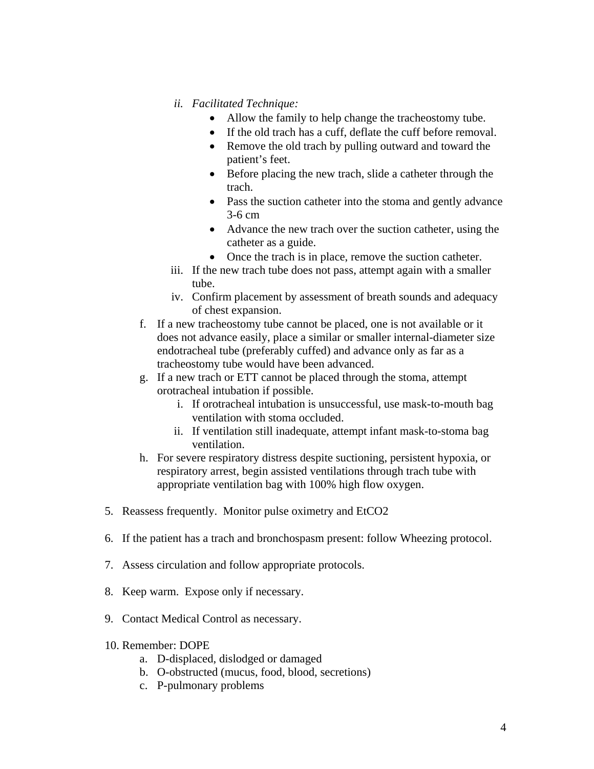ii. *Facilitated Technique:*
      - Allow the family to help change the tracheostomy tube.
      - If the old trach has a cuff, deflate the cuff before removal.
      - Remove the old trach by pulling outward and toward the patient's feet.
      - Before placing the new trach, slide a catheter through the trach.
      - Pass the suction catheter into the stoma and gently advance 3-6 cm
      - Advance the new trach over the suction catheter, using the catheter as a guide.
      - Once the trach is in place, remove the suction catheter.

   iii. If the new trach tube does not pass, attempt again with a smaller tube.

   iv. Confirm placement by assessment of breath sounds and adequacy of chest expansion.

f. If a new tracheostomy tube cannot be placed, one is not available or it does not advance easily, place a similar or smaller internal-diameter size endotracheal tube (preferably cuffed) and advance only as far as a tracheostomy tube would have been advanced.

g. If a new trach or ETT cannot be placed through the stoma, attempt orotracheal intubation if possible.
   i. If orotracheal intubation is unsuccessful, use mask-to-mouth bag ventilation with stoma occluded.
   ii. If ventilation still inadequate, attempt infant mask-to-stoma bag ventilation.

h. For severe respiratory distress despite suctioning, persistent hypoxia, or respiratory arrest, begin assisted ventilations through trach tube with appropriate ventilation bag with 100% high flow oxygen.

5. Reassess frequently. Monitor pulse oximetry and $EtCO_2$

6. If the patient has a trach and bronchospasm present: follow Wheezing protocol.

7. Assess circulation and follow appropriate protocols.

8. Keep warm. Expose only if necessary.

9. Contact Medical Control as necessary.

10. Remember: DOPE
    a. D-displaced, dislodged or damaged
    b. O-obstructed (mucus, food, blood, secretions)
    c. P-pulmonary problems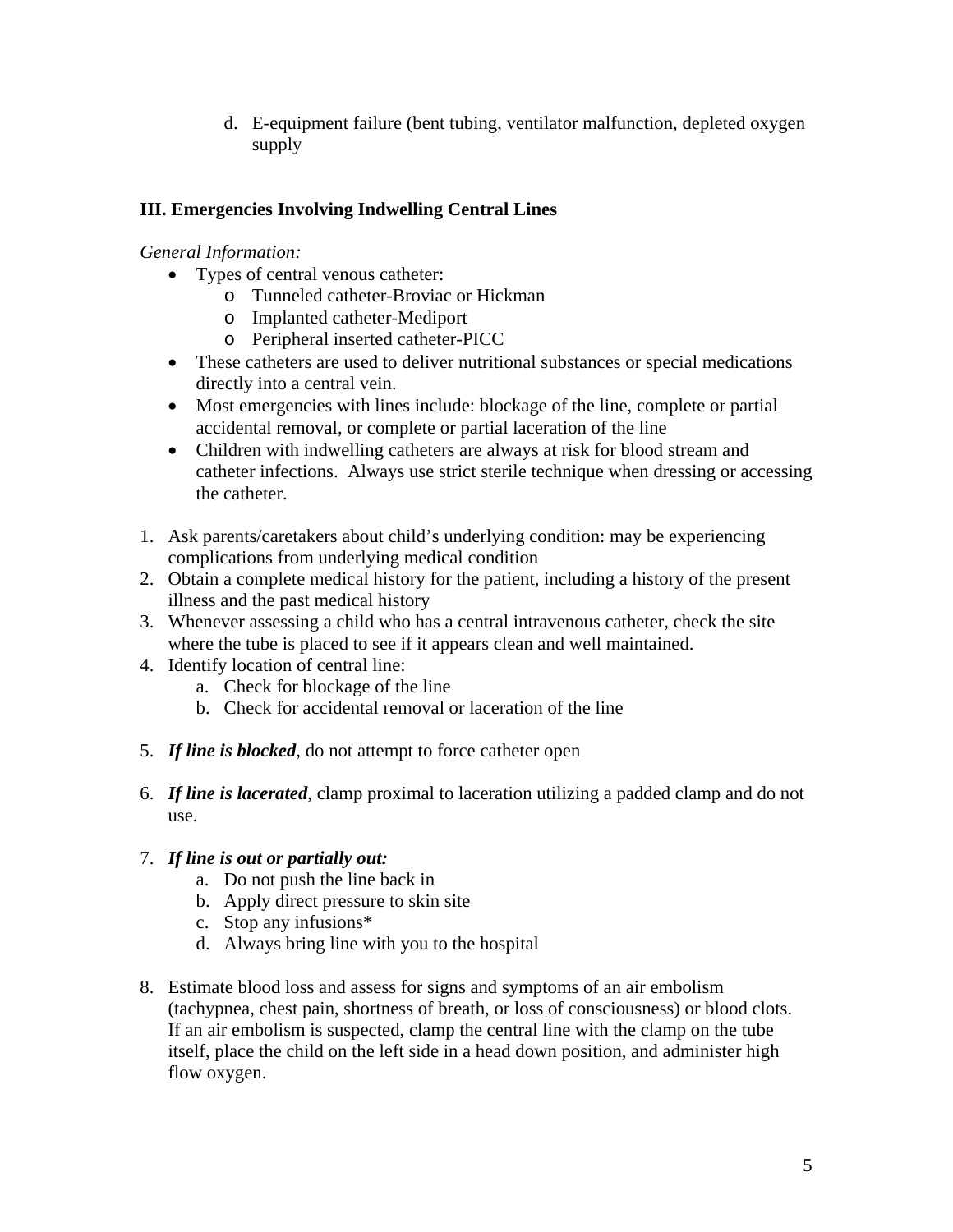d. E-equipment failure (bent tubing, ventilator malfunction, depleted oxygen supply

### III. Emergencies Involving Indwelling Central Lines

*General Information:*

- Types of central venous catheter:
  - Tunneled catheter-Broviac or Hickman
  - Implanted catheter-Mediport
  - Peripheral inserted catheter-PICC
- These catheters are used to deliver nutritional substances or special medications directly into a central vein.
- Most emergencies with lines include: blockage of the line, complete or partial accidental removal, or complete or partial laceration of the line
- Children with indwelling catheters are always at risk for blood stream and catheter infections. Always use strict sterile technique when dressing or accessing the catheter.

1. Ask parents/caretakers about child's underlying condition: may be experiencing complications from underlying medical condition
2. Obtain a complete medical history for the patient, including a history of the present illness and the past medical history
3. Whenever assessing a child who has a central intravenous catheter, check the site where the tube is placed to see if it appears clean and well maintained.
4. Identify location of central line:
   a. Check for blockage of the line
   b. Check for accidental removal or laceration of the line

5. ***If line is blocked***, do not attempt to force catheter open

6. ***If line is lacerated***, clamp proximal to laceration utilizing a padded clamp and do not use.

7. ***If line is out or partially out:***
   a. Do not push the line back in
   b. Apply direct pressure to skin site
   c. Stop any infusions*
   d. Always bring line with you to the hospital

8. Estimate blood loss and assess for signs and symptoms of an air embolism (tachypnea, chest pain, shortness of breath, or loss of consciousness) or blood clots. If an air embolism is suspected, clamp the central line with the clamp on the tube itself, place the child on the left side in a head down position, and administer high flow oxygen.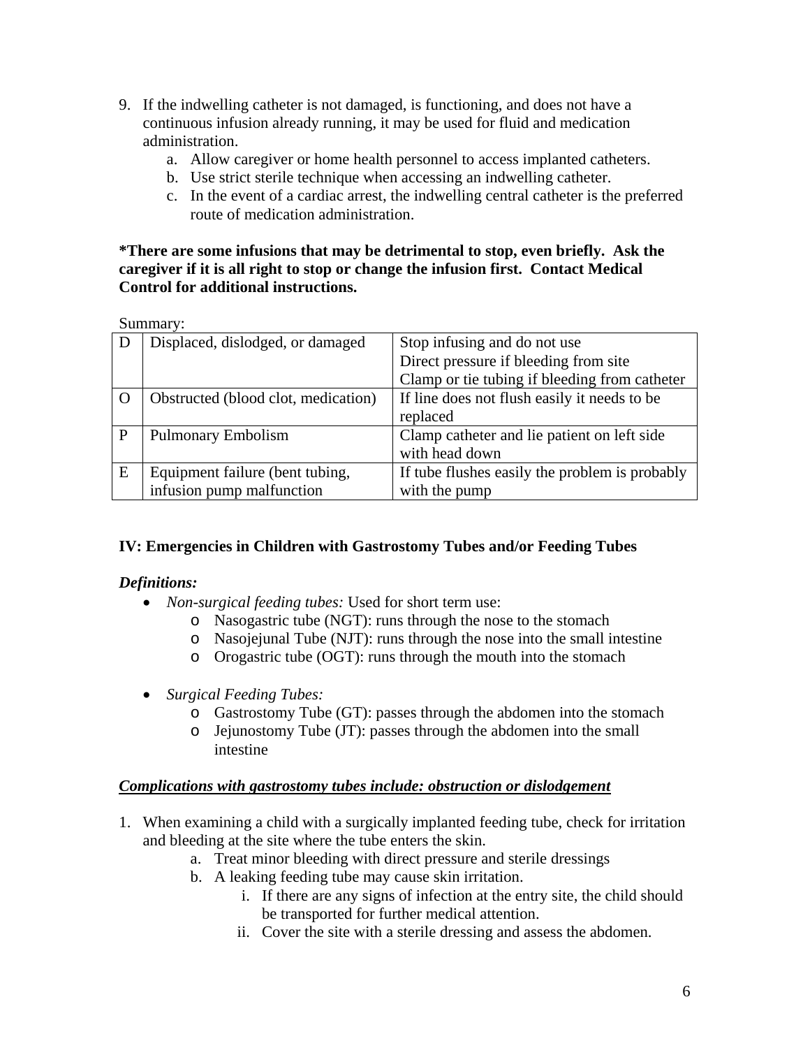9. If the indwelling catheter is not damaged, is functioning, and does not have a continuous infusion already running, it may be used for fluid and medication administration.
    a. Allow caregiver or home health personnel to access implanted catheters.
    b. Use strict sterile technique when accessing an indwelling catheter.
    c. In the event of a cardiac arrest, the indwelling central catheter is the preferred route of medication administration.

**\*There are some infusions that may be detrimental to stop, even briefly. Ask the caregiver if it is all right to stop or change the infusion first. Contact Medical Control for additional instructions.**

Summary:

| D | Displaced, dislodged, or damaged | Stop infusing and do not use<br>Direct pressure if bleeding from site<br>Clamp or tie tubing if bleeding from catheter |
|---|---|---|
| O | Obstructed (blood clot, medication) | If line does not flush easily it needs to be replaced |
| P | Pulmonary Embolism | Clamp catheter and lie patient on left side with head down |
| E | Equipment failure (bent tubing, infusion pump malfunction | If tube flushes easily the problem is probably with the pump |

## IV: Emergencies in Children with Gastrostomy Tubes and/or Feeding Tubes

***Definitions:***

- *Non-surgical feeding tubes:* Used for short term use:
    - Nasogastric tube (NGT): runs through the nose to the stomach
    - Nasojejunal Tube (NJT): runs through the nose into the small intestine
    - Orogastric tube (OGT): runs through the mouth into the stomach

- *Surgical Feeding Tubes:*
    - Gastrostomy Tube (GT): passes through the abdomen into the stomach
    - Jejunostomy Tube (JT): passes through the abdomen into the small intestine

***<u>Complications with gastrostomy tubes include: obstruction or dislodgement</u>***

1. When examining a child with a surgically implanted feeding tube, check for irritation and bleeding at the site where the tube enters the skin.
    a. Treat minor bleeding with direct pressure and sterile dressings
    b. A leaking feeding tube may cause skin irritation.
        i. If there are any signs of infection at the entry site, the child should be transported for further medical attention.
        ii. Cover the site with a sterile dressing and assess the abdomen.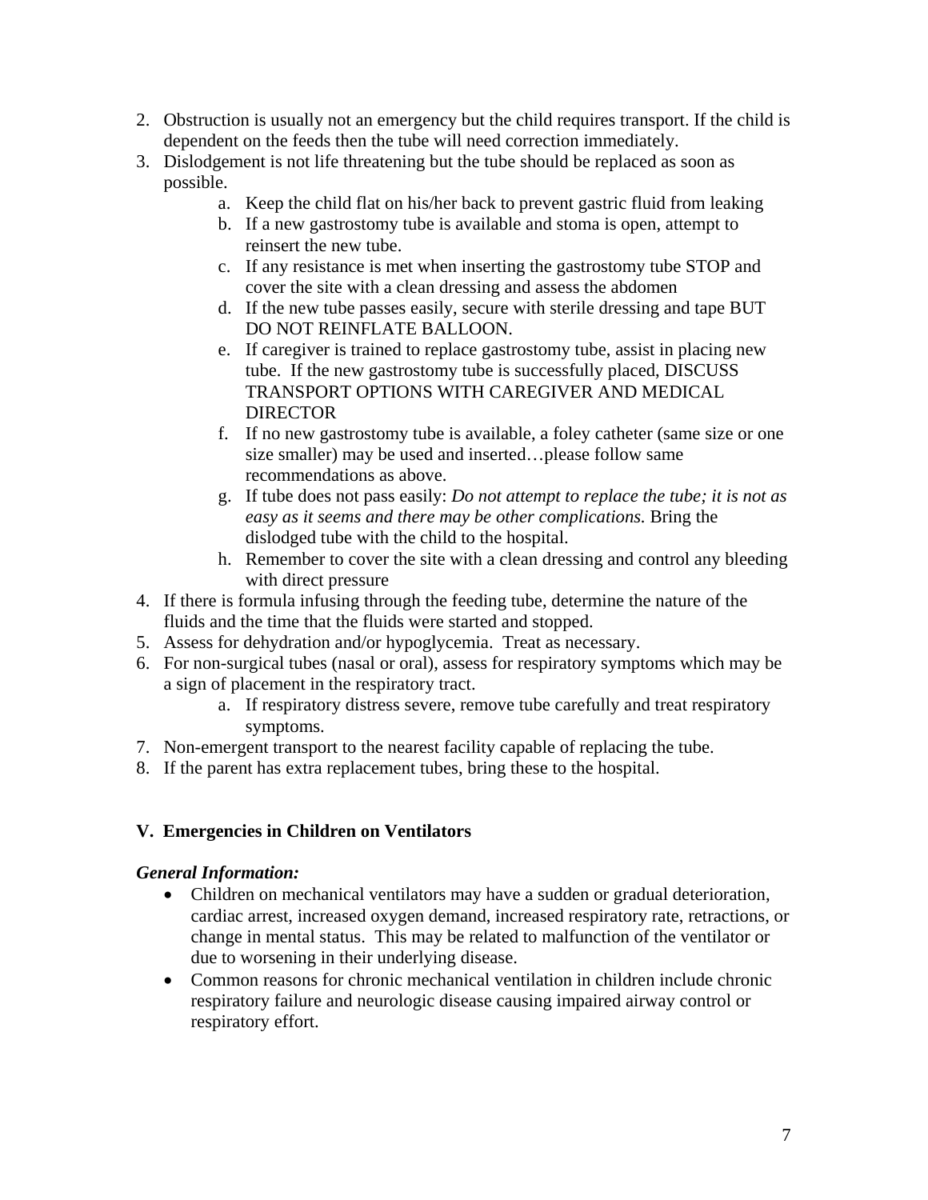2. Obstruction is usually not an emergency but the child requires transport. If the child is dependent on the feeds then the tube will need correction immediately.
3. Dislodgement is not life threatening but the tube should be replaced as soon as possible.
    a. Keep the child flat on his/her back to prevent gastric fluid from leaking
    b. If a new gastrostomy tube is available and stoma is open, attempt to reinsert the new tube.
    c. If any resistance is met when inserting the gastrostomy tube STOP and cover the site with a clean dressing and assess the abdomen
    d. If the new tube passes easily, secure with sterile dressing and tape BUT DO NOT REINFLATE BALLOON.
    e. If caregiver is trained to replace gastrostomy tube, assist in placing new tube. If the new gastrostomy tube is successfully placed, DISCUSS TRANSPORT OPTIONS WITH CAREGIVER AND MEDICAL DIRECTOR
    f. If no new gastrostomy tube is available, a foley catheter (same size or one size smaller) may be used and inserted…please follow same recommendations as above.
    g. If tube does not pass easily: *Do not attempt to replace the tube; it is not as easy as it seems and there may be other complications.* Bring the dislodged tube with the child to the hospital.
    h. Remember to cover the site with a clean dressing and control any bleeding with direct pressure
4. If there is formula infusing through the feeding tube, determine the nature of the fluids and the time that the fluids were started and stopped.
5. Assess for dehydration and/or hypoglycemia. Treat as necessary.
6. For non-surgical tubes (nasal or oral), assess for respiratory symptoms which may be a sign of placement in the respiratory tract.
    a. If respiratory distress severe, remove tube carefully and treat respiratory symptoms.
7. Non-emergent transport to the nearest facility capable of replacing the tube.
8. If the parent has extra replacement tubes, bring these to the hospital.

## V. Emergencies in Children on Ventilators

***General Information:***

- Children on mechanical ventilators may have a sudden or gradual deterioration, cardiac arrest, increased oxygen demand, increased respiratory rate, retractions, or change in mental status. This may be related to malfunction of the ventilator or due to worsening in their underlying disease.
- Common reasons for chronic mechanical ventilation in children include chronic respiratory failure and neurologic disease causing impaired airway control or respiratory effort.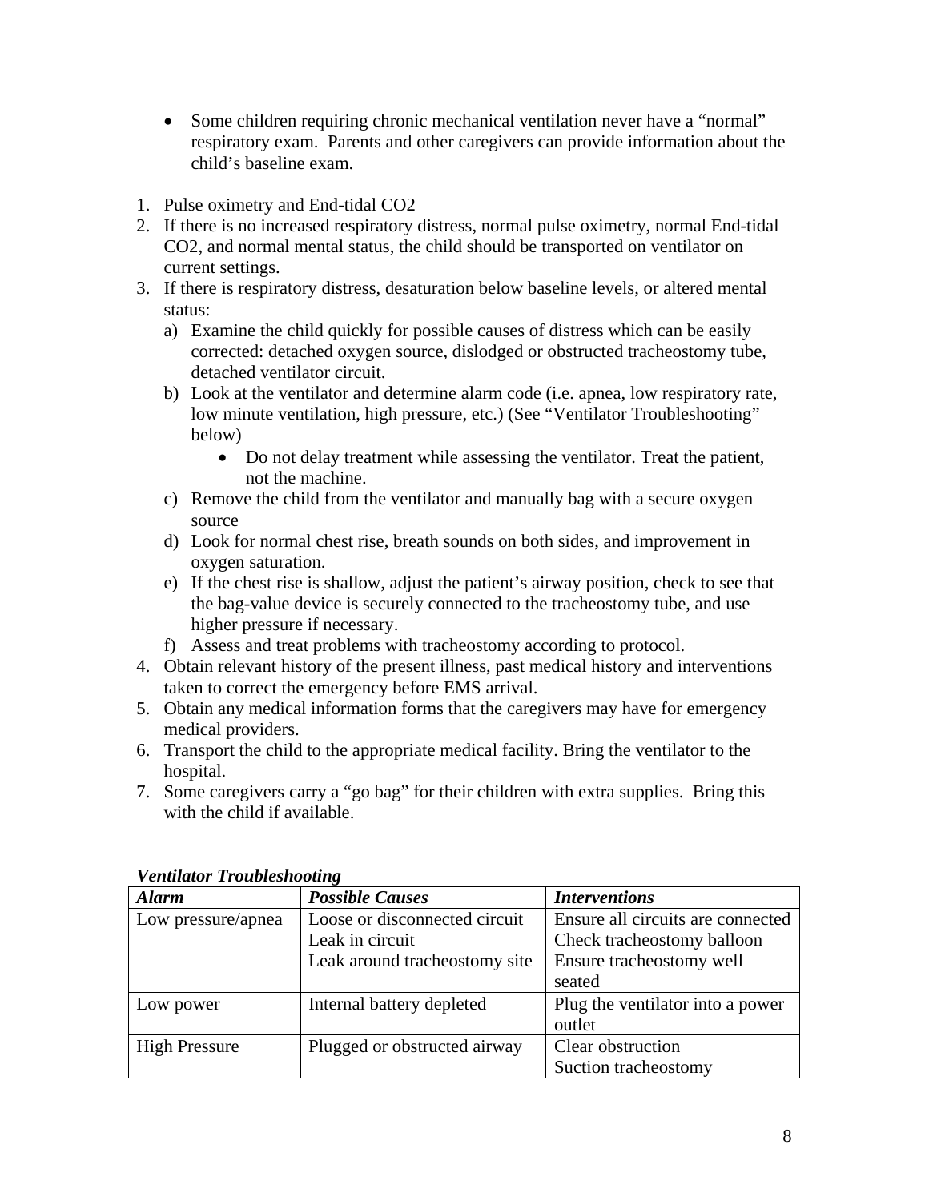- Some children requiring chronic mechanical ventilation never have a "normal" respiratory exam. Parents and other caregivers can provide information about the child's baseline exam.

1. Pulse oximetry and End-tidal CO2
2. If there is no increased respiratory distress, normal pulse oximetry, normal End-tidal CO2, and normal mental status, the child should be transported on ventilator on current settings.
3. If there is respiratory distress, desaturation below baseline levels, or altered mental status:
   a) Examine the child quickly for possible causes of distress which can be easily corrected: detached oxygen source, dislodged or obstructed tracheostomy tube, detached ventilator circuit.
   b) Look at the ventilator and determine alarm code (i.e. apnea, low respiratory rate, low minute ventilation, high pressure, etc.) (See "Ventilator Troubleshooting" below)
      - Do not delay treatment while assessing the ventilator. Treat the patient, not the machine.
   c) Remove the child from the ventilator and manually bag with a secure oxygen source
   d) Look for normal chest rise, breath sounds on both sides, and improvement in oxygen saturation.
   e) If the chest rise is shallow, adjust the patient's airway position, check to see that the bag-value device is securely connected to the tracheostomy tube, and use higher pressure if necessary.
   f) Assess and treat problems with tracheostomy according to protocol.
4. Obtain relevant history of the present illness, past medical history and interventions taken to correct the emergency before EMS arrival.
5. Obtain any medical information forms that the caregivers may have for emergency medical providers.
6. Transport the child to the appropriate medical facility. Bring the ventilator to the hospital.
7. Some caregivers carry a "go bag" for their children with extra supplies. Bring this with the child if available.

***Ventilator Troubleshooting***

| ***Alarm*** | ***Possible Causes*** | ***Interventions*** |
|---|---|---|
| Low pressure/apnea | Loose or disconnected circuit<br>Leak in circuit<br>Leak around tracheostomy site | Ensure all circuits are connected<br>Check tracheostomy balloon<br>Ensure tracheostomy well seated |
| Low power | Internal battery depleted | Plug the ventilator into a power outlet |
| High Pressure | Plugged or obstructed airway | Clear obstruction<br>Suction tracheostomy |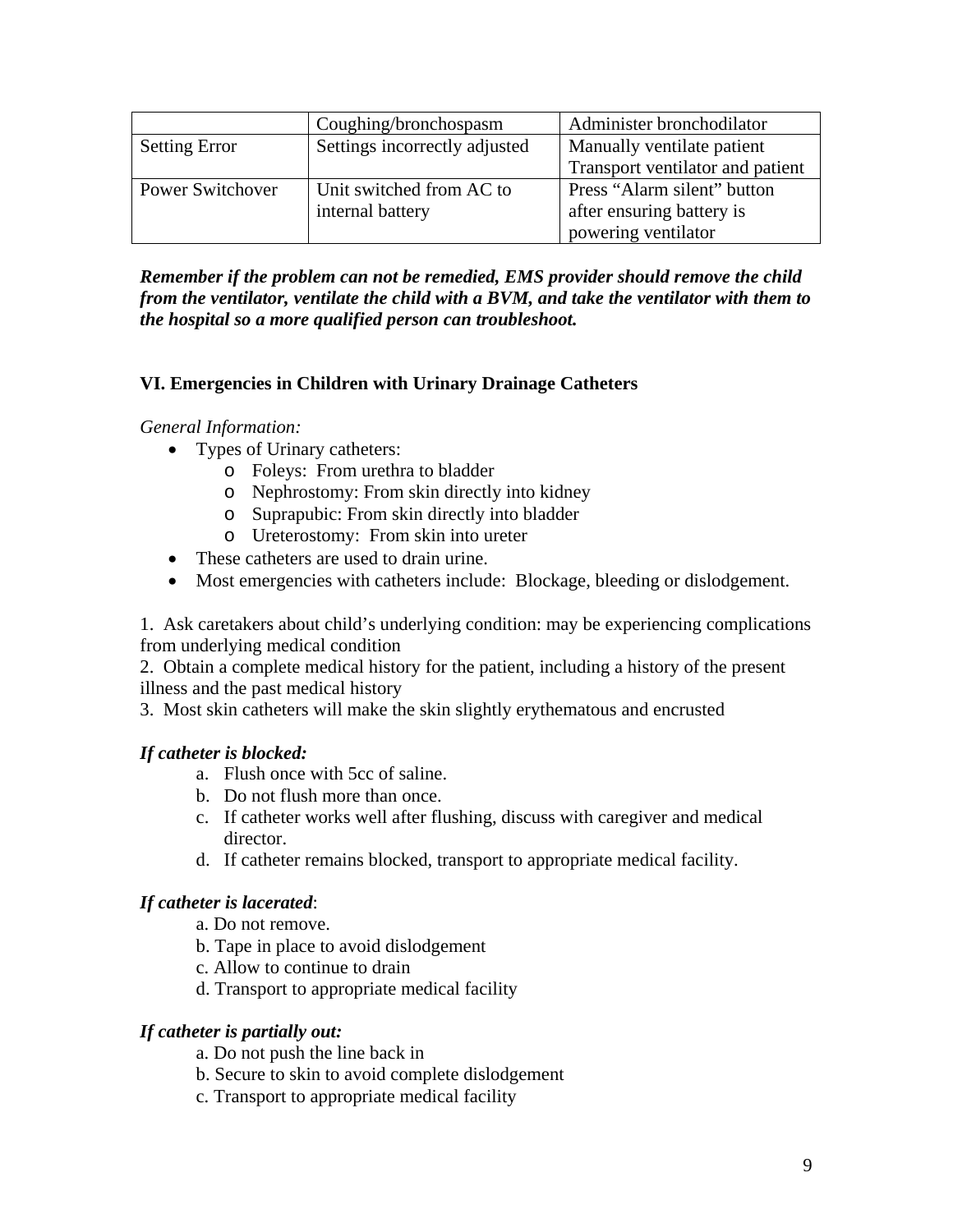| | | |
|---|---|---|
| | Coughing/bronchospasm | Administer bronchodilator |
| Setting Error | Settings incorrectly adjusted | Manually ventilate patient<br>Transport ventilator and patient |
| Power Switchover | Unit switched from AC to internal battery | Press "Alarm silent" button after ensuring battery is powering ventilator |

***Remember if the problem can not be remedied, EMS provider should remove the child from the ventilator, ventilate the child with a BVM, and take the ventilator with them to the hospital so a more qualified person can troubleshoot.***

## VI. Emergencies in Children with Urinary Drainage Catheters

*General Information:*

- Types of Urinary catheters:
  - Foleys: From urethra to bladder
  - Nephrostomy: From skin directly into kidney
  - Suprapubic: From skin directly into bladder
  - Ureterostomy: From skin into ureter
- These catheters are used to drain urine.
- Most emergencies with catheters include: Blockage, bleeding or dislodgement.

1. Ask caretakers about child's underlying condition: may be experiencing complications from underlying medical condition
2. Obtain a complete medical history for the patient, including a history of the present illness and the past medical history
3. Most skin catheters will make the skin slightly erythematous and encrusted

***If catheter is blocked:***

a. Flush once with 5cc of saline.
b. Do not flush more than once.
c. If catheter works well after flushing, discuss with caregiver and medical director.
d. If catheter remains blocked, transport to appropriate medical facility.

***If catheter is lacerated***:

a. Do not remove.
b. Tape in place to avoid dislodgement
c. Allow to continue to drain
d. Transport to appropriate medical facility

***If catheter is partially out:***

a. Do not push the line back in
b. Secure to skin to avoid complete dislodgement
c. Transport to appropriate medical facility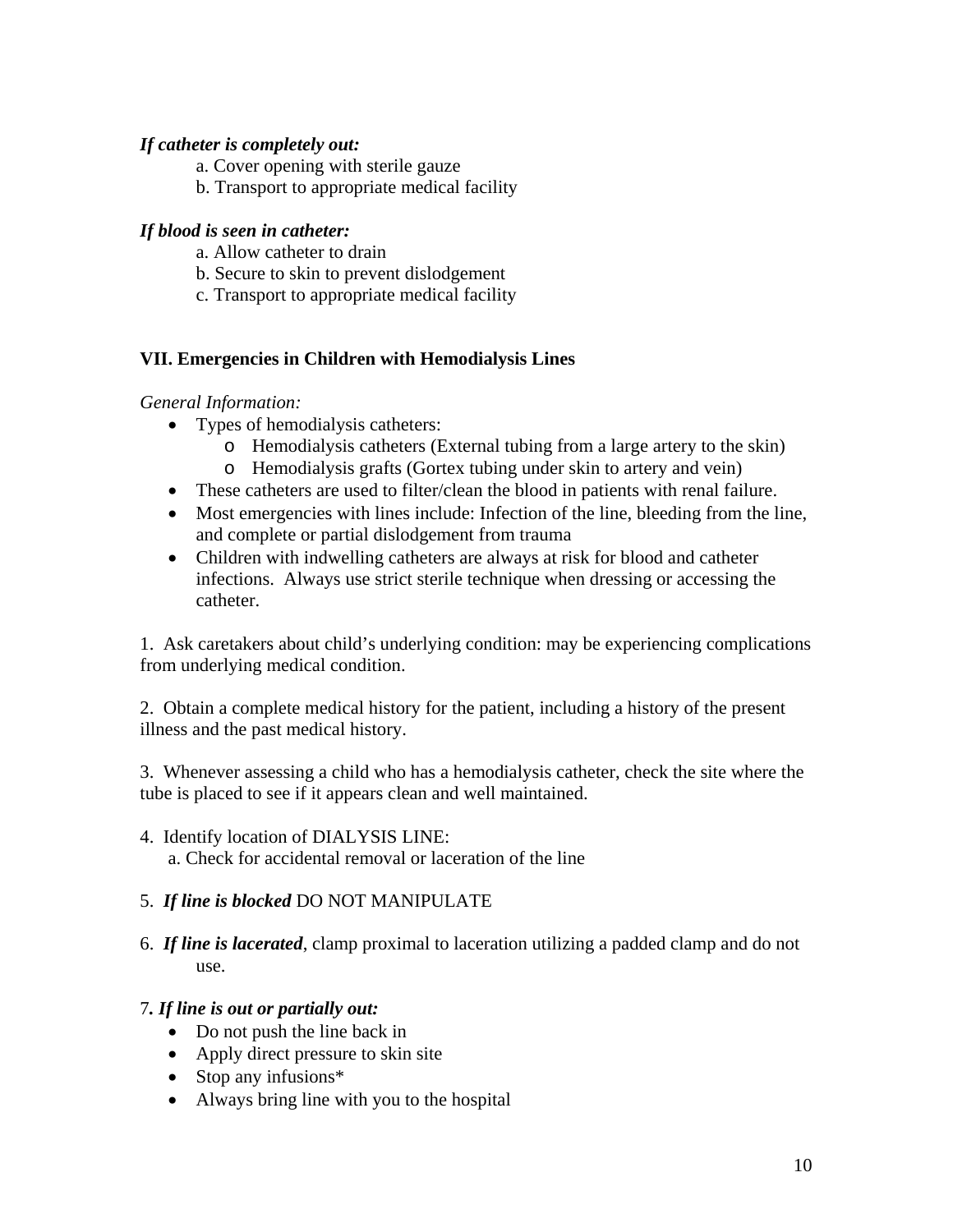***If catheter is completely out:***

a. Cover opening with sterile gauze
b. Transport to appropriate medical facility

***If blood is seen in catheter:***

a. Allow catheter to drain
b. Secure to skin to prevent dislodgement
c. Transport to appropriate medical facility

## VII. Emergencies in Children with Hemodialysis Lines

*General Information:*

- Types of hemodialysis catheters:
    - Hemodialysis catheters (External tubing from a large artery to the skin)
    - Hemodialysis grafts (Gortex tubing under skin to artery and vein)
- These catheters are used to filter/clean the blood in patients with renal failure.
- Most emergencies with lines include: Infection of the line, bleeding from the line, and complete or partial dislodgement from trauma
- Children with indwelling catheters are always at risk for blood and catheter infections. Always use strict sterile technique when dressing or accessing the catheter.

1. Ask caretakers about child's underlying condition: may be experiencing complications from underlying medical condition.

2. Obtain a complete medical history for the patient, including a history of the present illness and the past medical history.

3. Whenever assessing a child who has a hemodialysis catheter, check the site where the tube is placed to see if it appears clean and well maintained.

4. Identify location of DIALYSIS LINE:
   a. Check for accidental removal or laceration of the line

5. ***If line is blocked*** DO NOT MANIPULATE

6. ***If line is lacerated***, clamp proximal to laceration utilizing a padded clamp and do not use.

7***. If line is out or partially out:***

- Do not push the line back in
- Apply direct pressure to skin site
- Stop any infusions*
- Always bring line with you to the hospital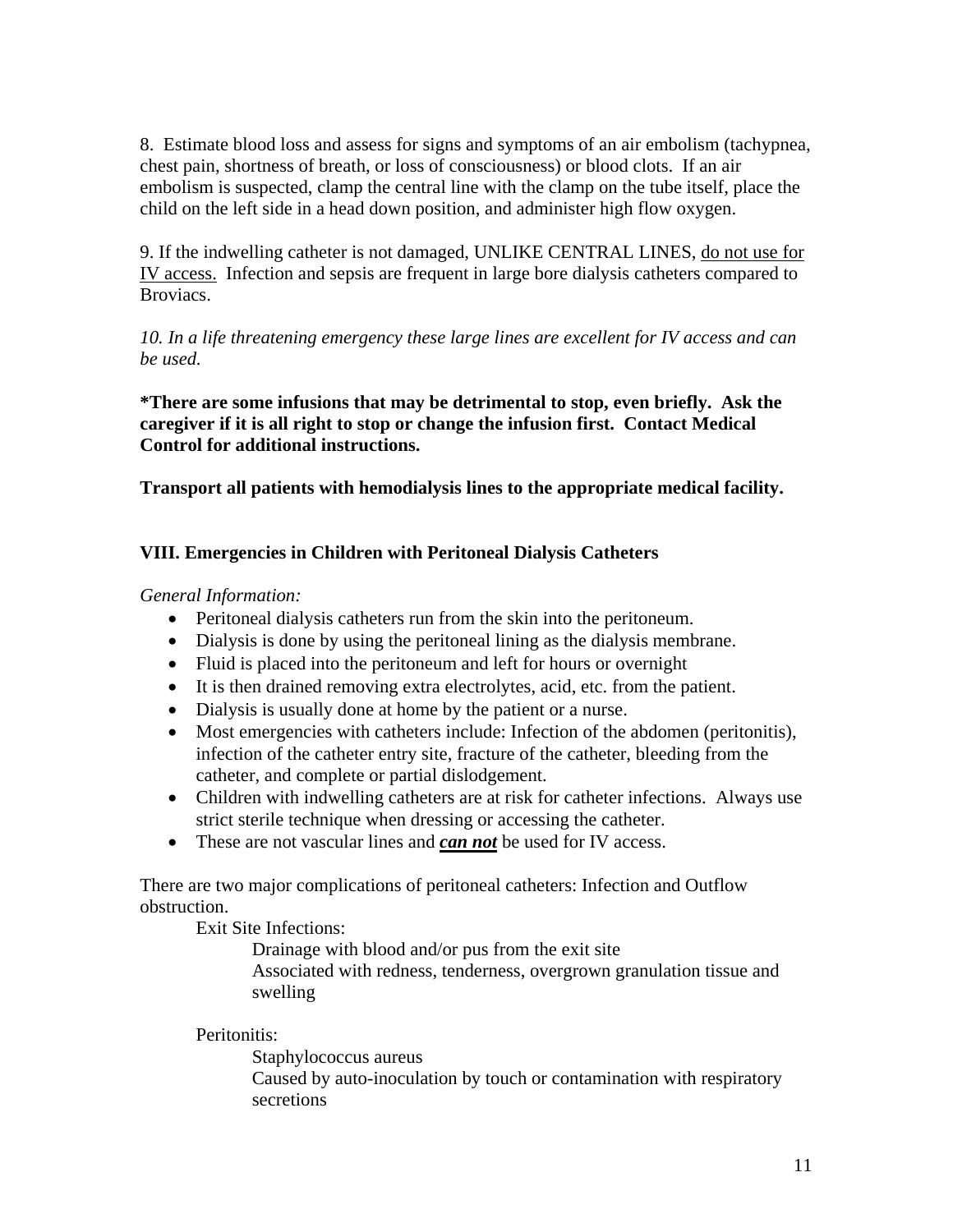8. Estimate blood loss and assess for signs and symptoms of an air embolism (tachypnea, chest pain, shortness of breath, or loss of consciousness) or blood clots. If an air embolism is suspected, clamp the central line with the clamp on the tube itself, place the child on the left side in a head down position, and administer high flow oxygen.

9. If the indwelling catheter is not damaged, UNLIKE CENTRAL LINES, <u>do not use for IV access.</u> Infection and sepsis are frequent in large bore dialysis catheters compared to Broviacs.

*10. In a life threatening emergency these large lines are excellent for IV access and can be used.*

**\*There are some infusions that may be detrimental to stop, even briefly. Ask the caregiver if it is all right to stop or change the infusion first. Contact Medical Control for additional instructions.**

**Transport all patients with hemodialysis lines to the appropriate medical facility.**

### VIII. Emergencies in Children with Peritoneal Dialysis Catheters

*General Information:*

- Peritoneal dialysis catheters run from the skin into the peritoneum.
- Dialysis is done by using the peritoneal lining as the dialysis membrane.
- Fluid is placed into the peritoneum and left for hours or overnight
- It is then drained removing extra electrolytes, acid, etc. from the patient.
- Dialysis is usually done at home by the patient or a nurse.
- Most emergencies with catheters include: Infection of the abdomen (peritonitis), infection of the catheter entry site, fracture of the catheter, bleeding from the catheter, and complete or partial dislodgement.
- Children with indwelling catheters are at risk for catheter infections. Always use strict sterile technique when dressing or accessing the catheter.
- These are not vascular lines and ***<u>can not</u>*** be used for IV access.

There are two major complications of peritoneal catheters: Infection and Outflow obstruction.

Exit Site Infections:

Drainage with blood and/or pus from the exit site

Associated with redness, tenderness, overgrown granulation tissue and swelling

Peritonitis:

Staphylococcus aureus

Caused by auto-inoculation by touch or contamination with respiratory secretions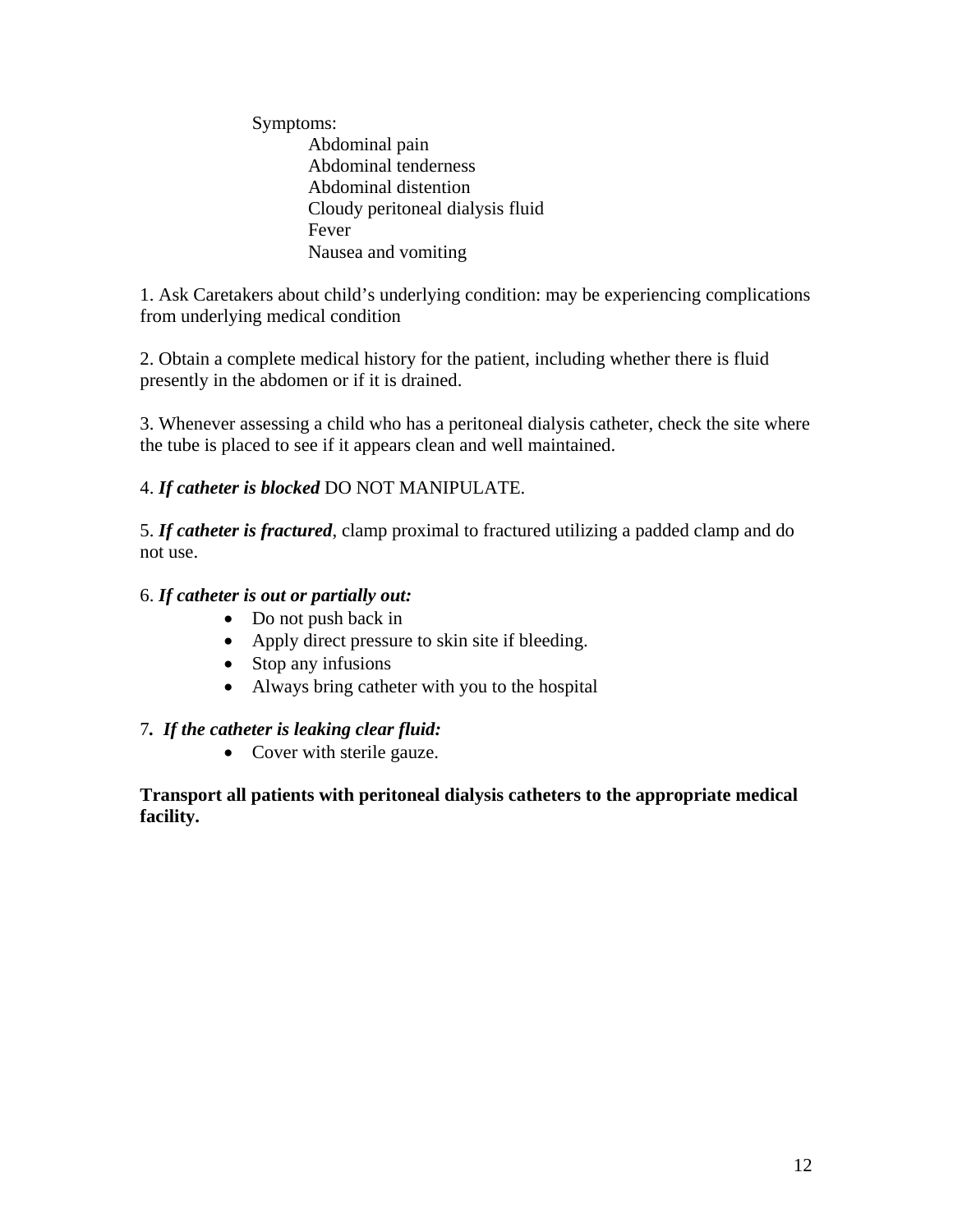Symptoms:

- Abdominal pain
- Abdominal tenderness
- Abdominal distention
- Cloudy peritoneal dialysis fluid
- Fever
- Nausea and vomiting

1. Ask Caretakers about child's underlying condition: may be experiencing complications from underlying medical condition

2. Obtain a complete medical history for the patient, including whether there is fluid presently in the abdomen or if it is drained.

3. Whenever assessing a child who has a peritoneal dialysis catheter, check the site where the tube is placed to see if it appears clean and well maintained.

4. ***If catheter is blocked*** DO NOT MANIPULATE.

5. ***If catheter is fractured***, clamp proximal to fractured utilizing a padded clamp and do not use.

6. ***If catheter is out or partially out:***
   - Do not push back in
   - Apply direct pressure to skin site if bleeding.
   - Stop any infusions
   - Always bring catheter with you to the hospital

7***. If the catheter is leaking clear fluid:***
   - Cover with sterile gauze.

**Transport all patients with peritoneal dialysis catheters to the appropriate medical facility.**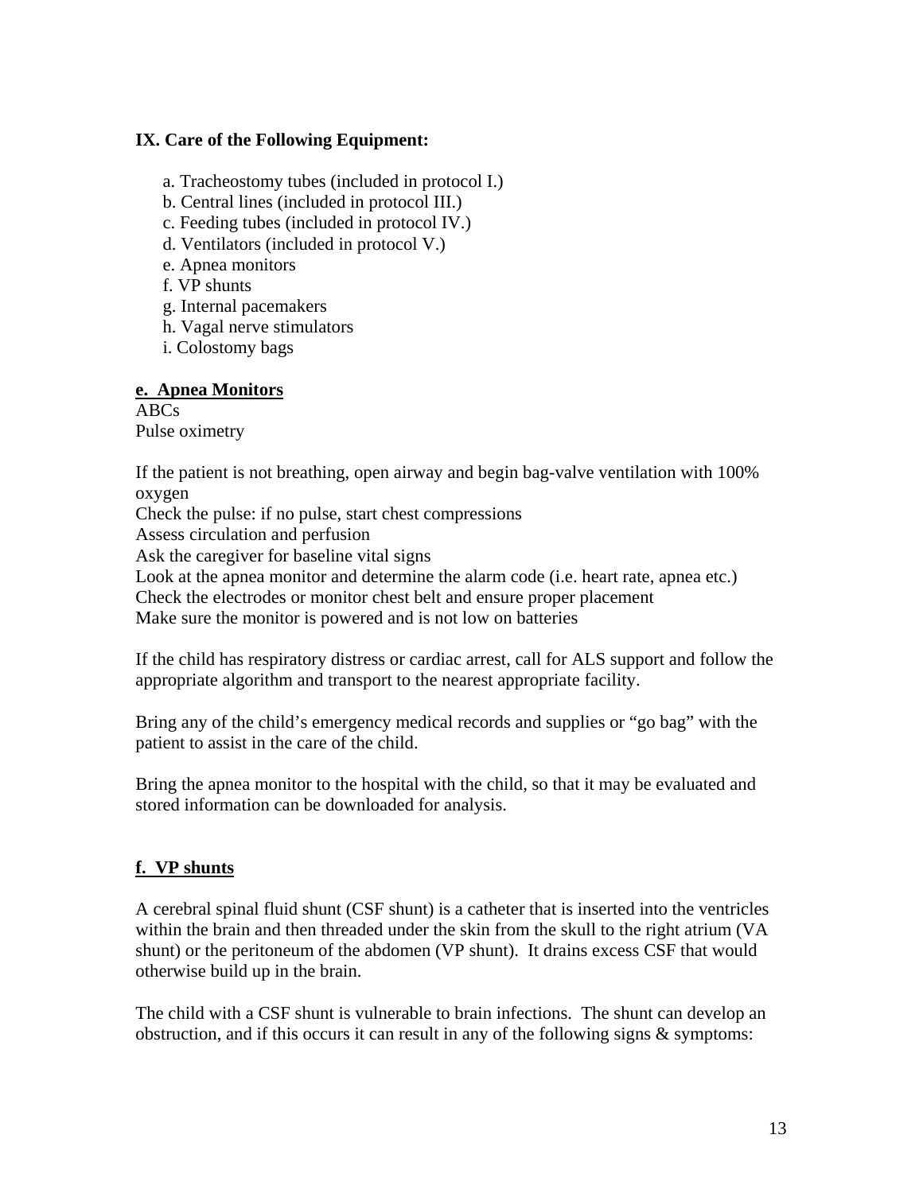**IX. Care of the Following Equipment:**

a. Tracheostomy tubes (included in protocol I.)
b. Central lines (included in protocol III.)
c. Feeding tubes (included in protocol IV.)
d. Ventilators (included in protocol V.)
e. Apnea monitors
f. VP shunts
g. Internal pacemakers
h. Vagal nerve stimulators
i. Colostomy bags

**e. Apnea Monitors**

ABCs
Pulse oximetry

If the patient is not breathing, open airway and begin bag-valve ventilation with 100% oxygen
Check the pulse: if no pulse, start chest compressions
Assess circulation and perfusion
Ask the caregiver for baseline vital signs
Look at the apnea monitor and determine the alarm code (i.e. heart rate, apnea etc.)
Check the electrodes or monitor chest belt and ensure proper placement
Make sure the monitor is powered and is not low on batteries

If the child has respiratory distress or cardiac arrest, call for ALS support and follow the appropriate algorithm and transport to the nearest appropriate facility.

Bring any of the child's emergency medical records and supplies or "go bag" with the patient to assist in the care of the child.

Bring the apnea monitor to the hospital with the child, so that it may be evaluated and stored information can be downloaded for analysis.

**f. VP shunts**

A cerebral spinal fluid shunt (CSF shunt) is a catheter that is inserted into the ventricles within the brain and then threaded under the skin from the skull to the right atrium (VA shunt) or the peritoneum of the abdomen (VP shunt). It drains excess CSF that would otherwise build up in the brain.

The child with a CSF shunt is vulnerable to brain infections. The shunt can develop an obstruction, and if this occurs it can result in any of the following signs & symptoms: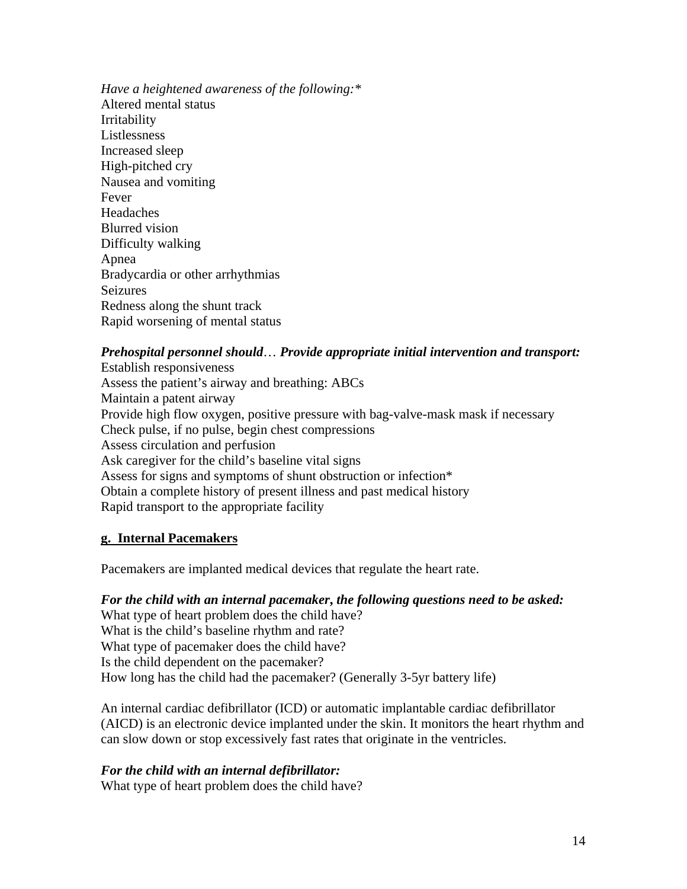*Have a heightened awareness of the following:**

Altered mental status
Irritability
Listlessness
Increased sleep
High-pitched cry
Nausea and vomiting
Fever
Headaches
Blurred vision
Difficulty walking
Apnea
Bradycardia or other arrhythmias
Seizures
Redness along the shunt track
Rapid worsening of mental status

***Prehospital personnel should**… **Provide appropriate initial intervention and transport:***

Establish responsiveness
Assess the patient's airway and breathing: ABCs
Maintain a patent airway
Provide high flow oxygen, positive pressure with bag-valve-mask mask if necessary
Check pulse, if no pulse, begin chest compressions
Assess circulation and perfusion
Ask caregiver for the child's baseline vital signs
Assess for signs and symptoms of shunt obstruction or infection*
Obtain a complete history of present illness and past medical history
Rapid transport to the appropriate facility

### g. Internal Pacemakers

Pacemakers are implanted medical devices that regulate the heart rate.

***For the child with an internal pacemaker, the following questions need to be asked:***

What type of heart problem does the child have?
What is the child's baseline rhythm and rate?
What type of pacemaker does the child have?
Is the child dependent on the pacemaker?
How long has the child had the pacemaker? (Generally 3-5yr battery life)

An internal cardiac defibrillator (ICD) or automatic implantable cardiac defibrillator (AICD) is an electronic device implanted under the skin. It monitors the heart rhythm and can slow down or stop excessively fast rates that originate in the ventricles.

***For the child with an internal defibrillator:***

What type of heart problem does the child have?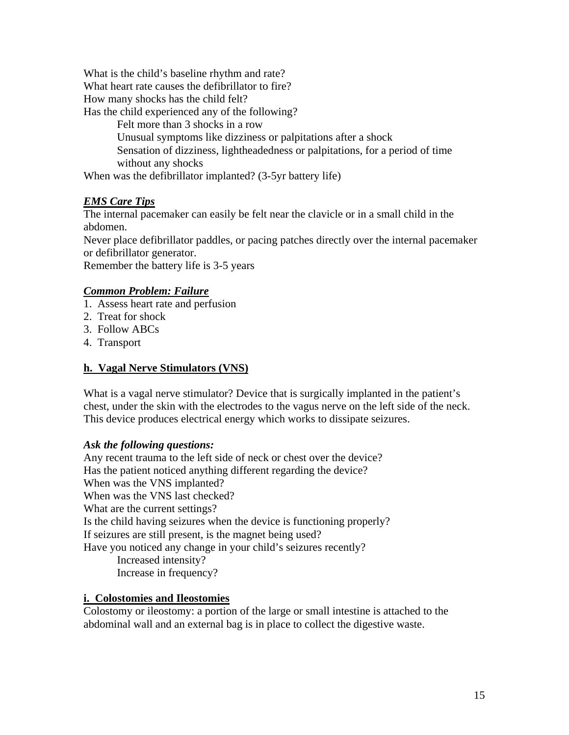What is the child's baseline rhythm and rate?
What heart rate causes the defibrillator to fire?
How many shocks has the child felt?
Has the child experienced any of the following?

- Felt more than 3 shocks in a row
- Unusual symptoms like dizziness or palpitations after a shock
- Sensation of dizziness, lightheadedness or palpitations, for a period of time without any shocks

When was the defibrillator implanted? (3-5yr battery life)

***EMS Care Tips***

The internal pacemaker can easily be felt near the clavicle or in a small child in the abdomen.
Never place defibrillator paddles, or pacing patches directly over the internal pacemaker or defibrillator generator.
Remember the battery life is 3-5 years

***Common Problem: Failure***

1. Assess heart rate and perfusion
2. Treat for shock
3. Follow ABCs
4. Transport

## h. Vagal Nerve Stimulators (VNS)

What is a vagal nerve stimulator? Device that is surgically implanted in the patient's chest, under the skin with the electrodes to the vagus nerve on the left side of the neck. This device produces electrical energy which works to dissipate seizures.

***Ask the following questions:***

Any recent trauma to the left side of neck or chest over the device?
Has the patient noticed anything different regarding the device?
When was the VNS implanted?
When was the VNS last checked?
What are the current settings?
Is the child having seizures when the device is functioning properly?
If seizures are still present, is the magnet being used?
Have you noticed any change in your child's seizures recently?

- Increased intensity?
- Increase in frequency?

## i. Colostomies and Ileostomies

Colostomy or ileostomy: a portion of the large or small intestine is attached to the abdominal wall and an external bag is in place to collect the digestive waste.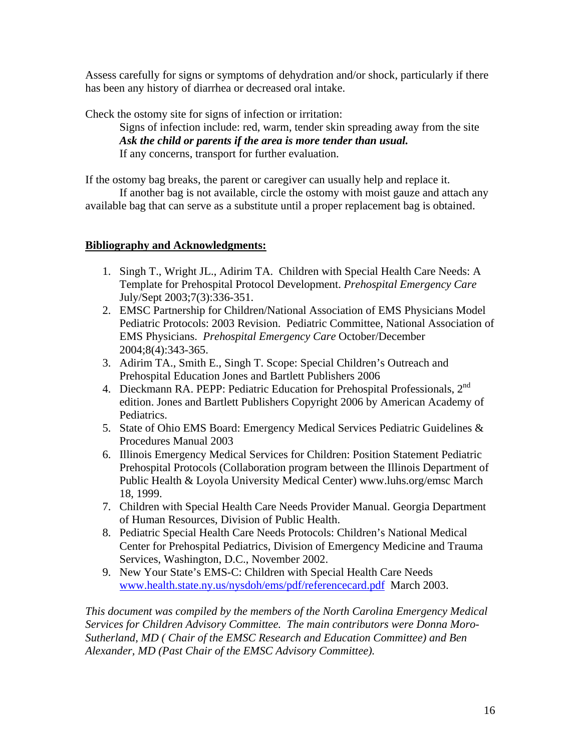Assess carefully for signs or symptoms of dehydration and/or shock, particularly if there has been any history of diarrhea or decreased oral intake.

Check the ostomy site for signs of infection or irritation:

Signs of infection include: red, warm, tender skin spreading away from the site

***Ask the child or parents if the area is more tender than usual.***

If any concerns, transport for further evaluation.

If the ostomy bag breaks, the parent or caregiver can usually help and replace it.

If another bag is not available, circle the ostomy with moist gauze and attach any available bag that can serve as a substitute until a proper replacement bag is obtained.

**Bibliography and Acknowledgments:**

1. Singh T., Wright JL., Adirim TA. Children with Special Health Care Needs: A Template for Prehospital Protocol Development. *Prehospital Emergency Care* July/Sept 2003;7(3):336-351.
2. EMSC Partnership for Children/National Association of EMS Physicians Model Pediatric Protocols: 2003 Revision. Pediatric Committee, National Association of EMS Physicians. *Prehospital Emergency Care* October/December 2004;8(4):343-365.
3. Adirim TA., Smith E., Singh T. Scope: Special Children's Outreach and Prehospital Education Jones and Bartlett Publishers 2006
4. Dieckmann RA. PEPP: Pediatric Education for Prehospital Professionals, 2nd edition. Jones and Bartlett Publishers Copyright 2006 by American Academy of Pediatrics.
5. State of Ohio EMS Board: Emergency Medical Services Pediatric Guidelines & Procedures Manual 2003
6. Illinois Emergency Medical Services for Children: Position Statement Pediatric Prehospital Protocols (Collaboration program between the Illinois Department of Public Health & Loyola University Medical Center) www.luhs.org/emsc March 18, 1999.
7. Children with Special Health Care Needs Provider Manual. Georgia Department of Human Resources, Division of Public Health.
8. Pediatric Special Health Care Needs Protocols: Children's National Medical Center for Prehospital Pediatrics, Division of Emergency Medicine and Trauma Services, Washington, D.C., November 2002.
9. New Your State's EMS-C: Children with Special Health Care Needs www.health.state.ny.us/nysdoh/ems/pdf/referencecard.pdf March 2003.

*This document was compiled by the members of the North Carolina Emergency Medical Services for Children Advisory Committee. The main contributors were Donna Moro-Sutherland, MD ( Chair of the EMSC Research and Education Committee) and Ben Alexander, MD (Past Chair of the EMSC Advisory Committee).*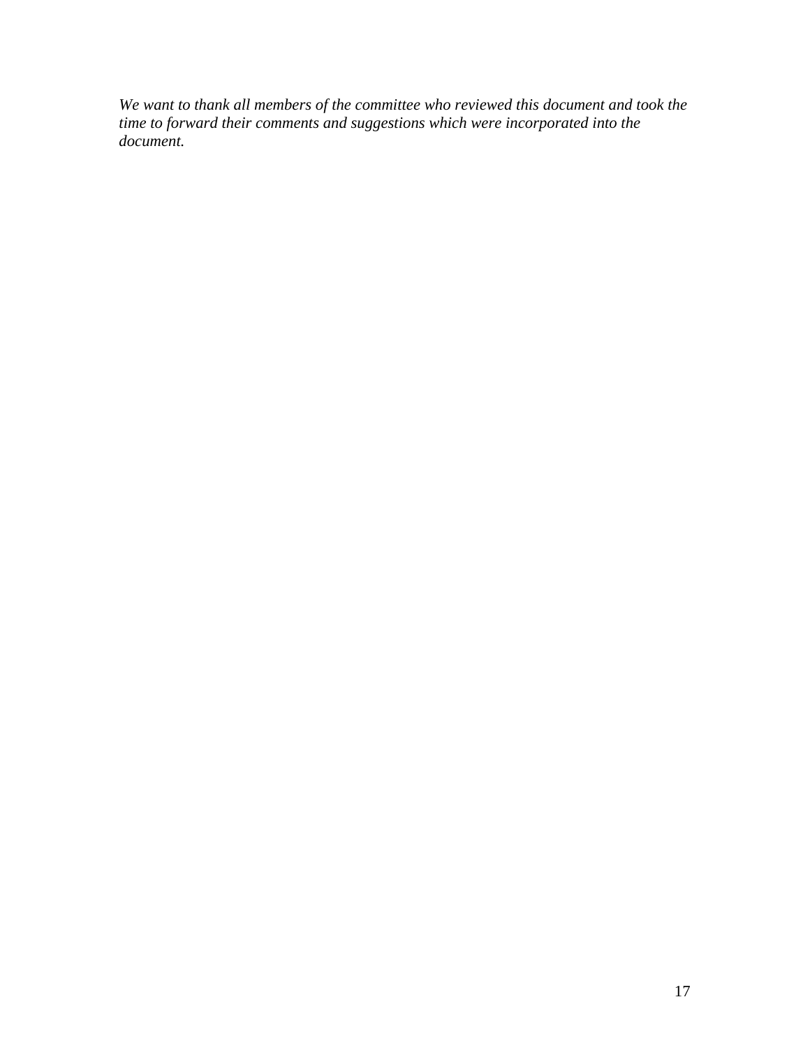*We want to thank all members of the committee who reviewed this document and took the time to forward their comments and suggestions which were incorporated into the document.*